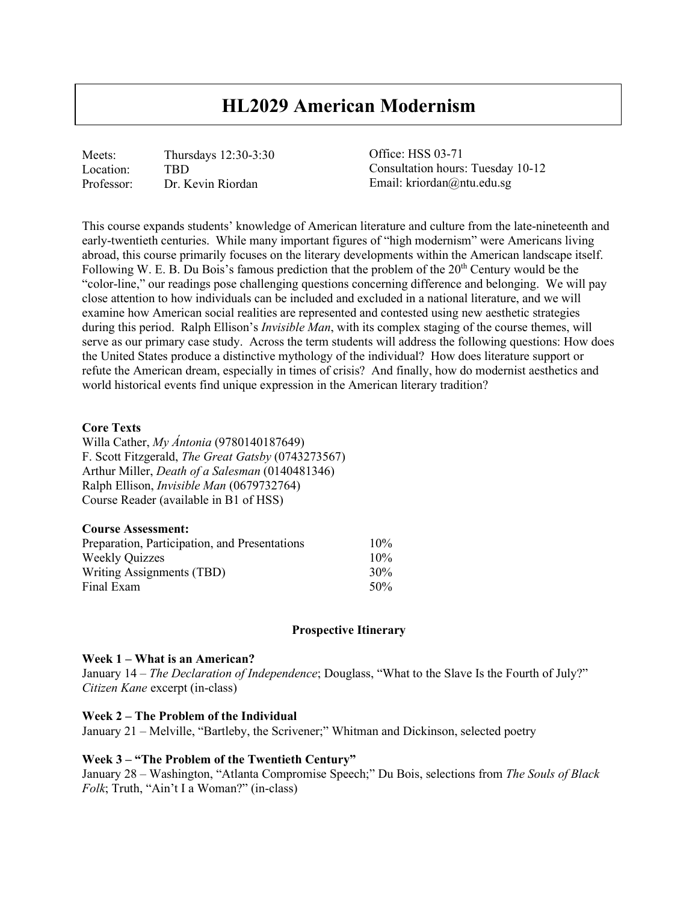# HL2029 American Modernism

Meets: Thursdays 12:30-3:30
Location: TBD
Professor: Dr. Kevin Riordan

Office: HSS 03-71
Consultation hours: Tuesday 10-12
Email: kriordan@ntu.edu.sg

This course expands students' knowledge of American literature and culture from the late-nineteenth and early-twentieth centuries. While many important figures of "high modernism" were Americans living abroad, this course primarily focuses on the literary developments within the American landscape itself. Following W. E. B. Du Bois's famous prediction that the problem of the 20th Century would be the "color-line," our readings pose challenging questions concerning difference and belonging. We will pay close attention to how individuals can be included and excluded in a national literature, and we will examine how American social realities are represented and contested using new aesthetic strategies during this period. Ralph Ellison's *Invisible Man*, with its complex staging of the course themes, will serve as our primary case study. Across the term students will address the following questions: How does the United States produce a distinctive mythology of the individual? How does literature support or refute the American dream, especially in times of crisis? And finally, how do modernist aesthetics and world historical events find unique expression in the American literary tradition?

**Core Texts**

Willa Cather, *My Ántonia* (9780140187649)
F. Scott Fitzgerald, *The Great Gatsby* (0743273567)
Arthur Miller, *Death of a Salesman* (0140481346)
Ralph Ellison, *Invisible Man* (0679732764)
Course Reader (available in B1 of HSS)

**Course Assessment:**

| | |
|---|---|
| Preparation, Participation, and Presentations | 10% |
| Weekly Quizzes | 10% |
| Writing Assignments (TBD) | 30% |
| Final Exam | 50% |

**Prospective Itinerary**

**Week 1 – What is an American?**
January 14 – *The Declaration of Independence*; Douglass, "What to the Slave Is the Fourth of July?" *Citizen Kane* excerpt (in-class)

**Week 2 – The Problem of the Individual**
January 21 – Melville, "Bartleby, the Scrivener;" Whitman and Dickinson, selected poetry

**Week 3 – "The Problem of the Twentieth Century"**
January 28 – Washington, "Atlanta Compromise Speech;" Du Bois, selections from *The Souls of Black Folk*; Truth, "Ain't I a Woman?" (in-class)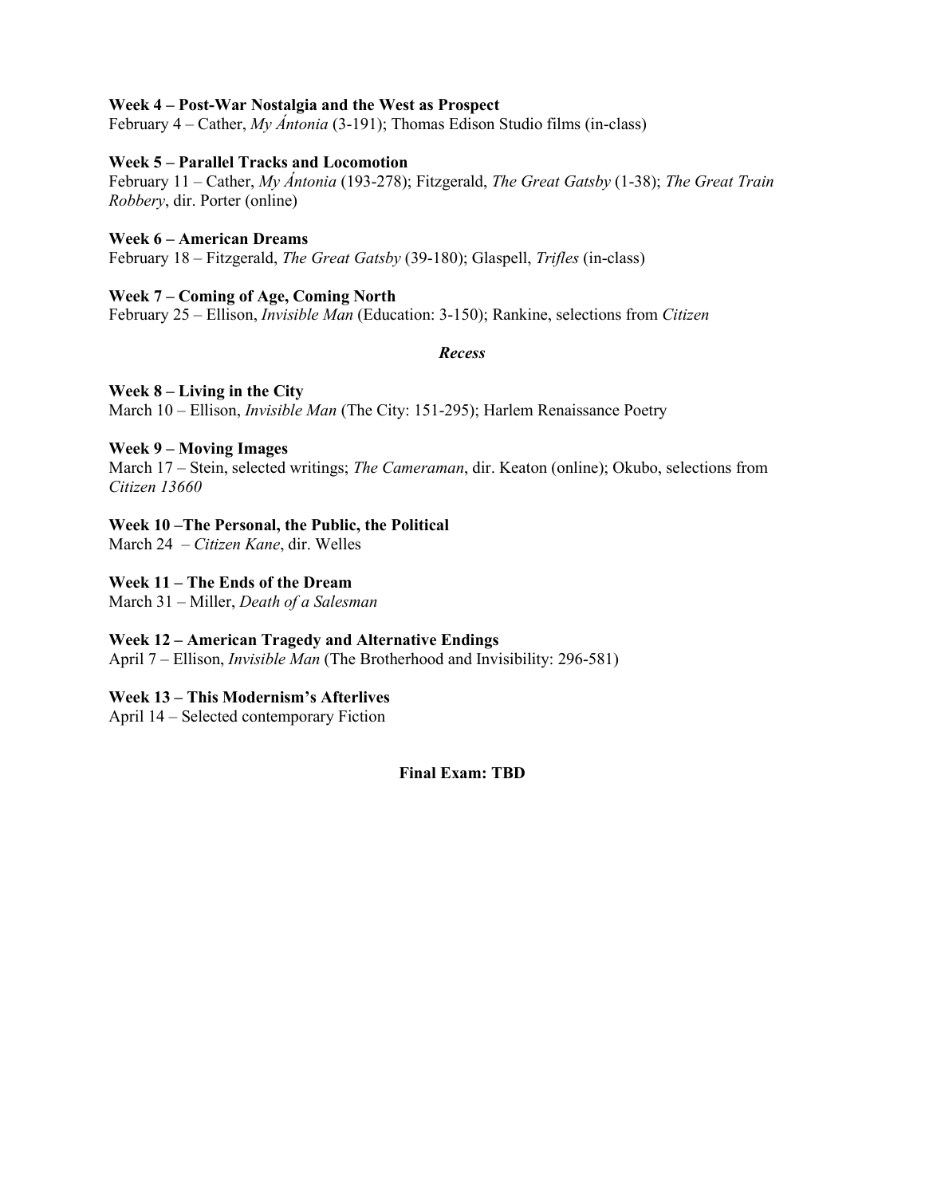**Week 4 – Post-War Nostalgia and the West as Prospect**
February 4 – Cather, *My Ántonia* (3-191); Thomas Edison Studio films (in-class)

**Week 5 – Parallel Tracks and Locomotion**
February 11 – Cather, *My Ántonia* (193-278); Fitzgerald, *The Great Gatsby* (1-38); *The Great Train Robbery*, dir. Porter (online)

**Week 6 – American Dreams**
February 18 – Fitzgerald, *The Great Gatsby* (39-180); Glaspell, *Trifles* (in-class)

**Week 7 – Coming of Age, Coming North**
February 25 – Ellison, *Invisible Man* (Education: 3-150); Rankine, selections from *Citizen*

***Recess***

**Week 8 – Living in the City**
March 10 – Ellison, *Invisible Man* (The City: 151-295); Harlem Renaissance Poetry

**Week 9 – Moving Images**
March 17 – Stein, selected writings; *The Cameraman*, dir. Keaton (online); Okubo, selections from *Citizen 13660*

**Week 10 –The Personal, the Public, the Political**
March 24 – *Citizen Kane*, dir. Welles

**Week 11 – The Ends of the Dream**
March 31 – Miller, *Death of a Salesman*

**Week 12 – American Tragedy and Alternative Endings**
April 7 – Ellison, *Invisible Man* (The Brotherhood and Invisibility: 296-581)

**Week 13 – This Modernism's Afterlives**
April 14 – Selected contemporary Fiction

**Final Exam: TBD**